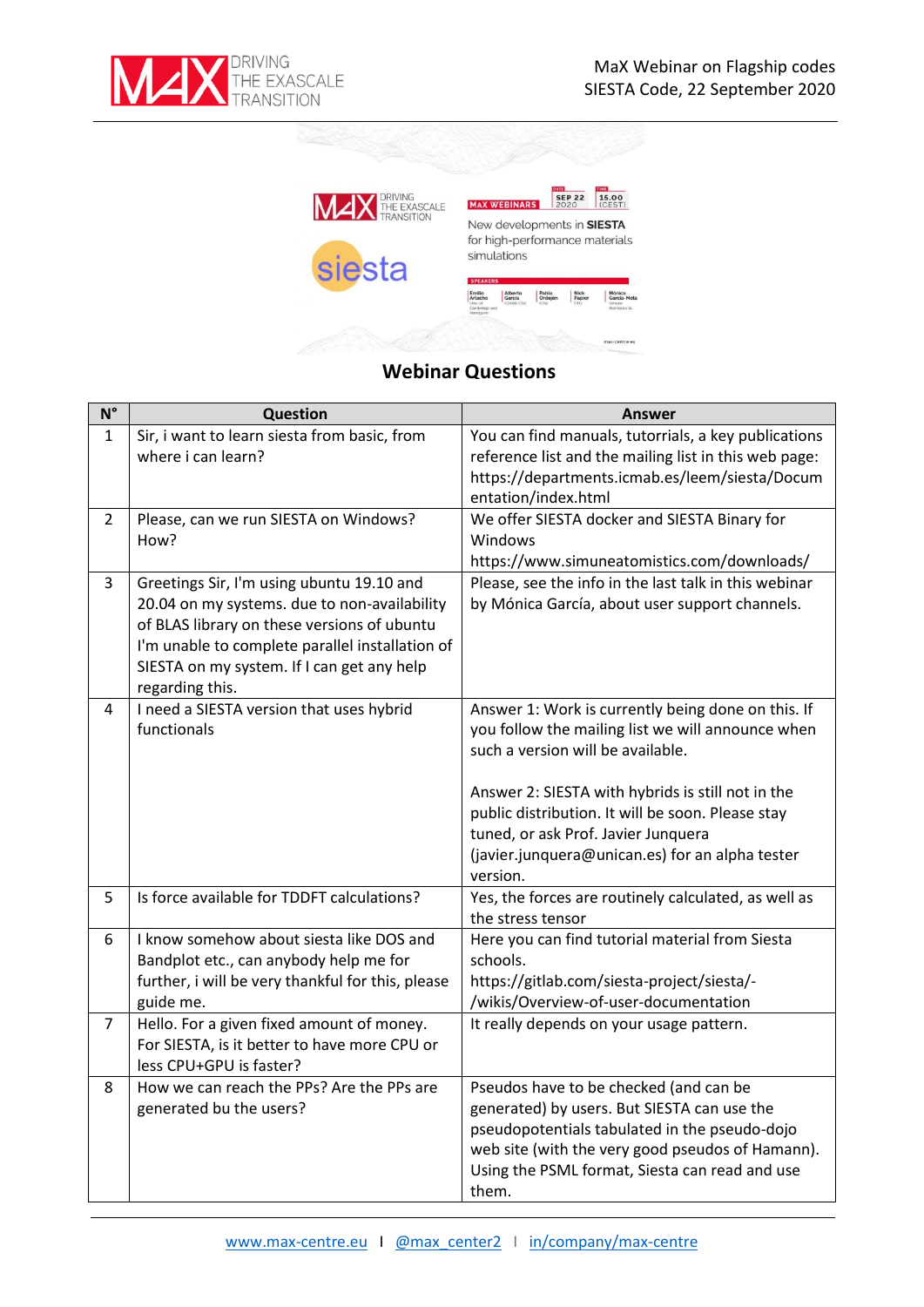MaX Webinar on Flagship codes
SIESTA Code, 22 September 2020

## Webinar Questions

| N° | Question | Answer |
|---|---|---|
| 1 | Sir, i want to learn siesta from basic, from where i can learn? | You can find manuals, tutorials, a key publications reference list and the mailing list in this web page: https://departments.icmab.es/leem/siesta/Documentation/index.html |
| 2 | Please, can we run SIESTA on Windows? How? | We offer SIESTA docker and SIESTA Binary for Windows https://www.simuneatomistics.com/downloads/ |
| 3 | Greetings Sir, I'm using ubuntu 19.10 and 20.04 on my systems. due to non-availability of BLAS library on these versions of ubuntu I'm unable to complete parallel installation of SIESTA on my system. If I can get any help regarding this. | Please, see the info in the last talk in this webinar by Mónica García, about user support channels. |
| 4 | I need a SIESTA version that uses hybrid functionals | Answer 1: Work is currently being done on this. If you follow the mailing list we will announce when such a version will be available.<br><br>Answer 2: SIESTA with hybrids is still not in the public distribution. It will be soon. Please stay tuned, or ask Prof. Javier Junquera (javier.junquera@unican.es) for an alpha tester version. |
| 5 | Is force available for TDDFT calculations? | Yes, the forces are routinely calculated, as well as the stress tensor |
| 6 | I know somehow about siesta like DOS and Bandplot etc., can anybody help me for further, i will be very thankful for this, please guide me. | Here you can find tutorial material from Siesta schools. https://gitlab.com/siesta-project/siesta/-/wikis/Overview-of-user-documentation |
| 7 | Hello. For a given fixed amount of money. For SIESTA, is it better to have more CPU or less CPU+GPU is faster? | It really depends on your usage pattern. |
| 8 | How we can reach the PPs? Are the PPs are generated bu the users? | Pseudos have to be checked (and can be generated) by users. But SIESTA can use the pseudopotentials tabulated in the pseudo-dojo web site (with the very good pseudos of Hamann). Using the PSML format, Siesta can read and use them. |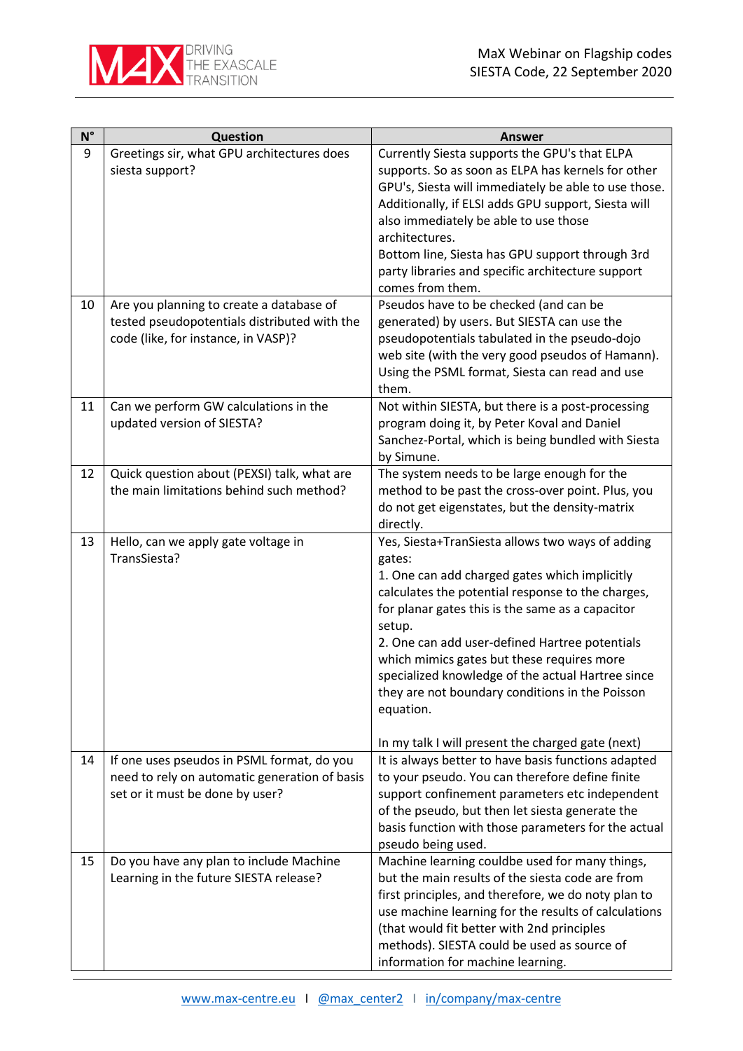| N° | Question | Answer |
|---|---|---|
| 9 | Greetings sir, what GPU architectures does siesta support? | Currently Siesta supports the GPU's that ELPA supports. So as soon as ELPA has kernels for other GPU's, Siesta will immediately be able to use those. Additionally, if ELSI adds GPU support, Siesta will also immediately be able to use those architectures.<br>Bottom line, Siesta has GPU support through 3rd party libraries and specific architecture support comes from them. |
| 10 | Are you planning to create a database of tested pseudopotentials distributed with the code (like, for instance, in VASP)? | Pseudos have to be checked (and can be generated) by users. But SIESTA can use the pseudopotentials tabulated in the pseudo-dojo web site (with the very good pseudos of Hamann). Using the PSML format, Siesta can read and use them. |
| 11 | Can we perform GW calculations in the updated version of SIESTA? | Not within SIESTA, but there is a post-processing program doing it, by Peter Koval and Daniel Sanchez-Portal, which is being bundled with Siesta by Simune. |
| 12 | Quick question about (PEXSI) talk, what are the main limitations behind such method? | The system needs to be large enough for the method to be past the cross-over point. Plus, you do not get eigenstates, but the density-matrix directly. |
| 13 | Hello, can we apply gate voltage in TransSiesta? | Yes, Siesta+TranSiesta allows two ways of adding gates:<br>1. One can add charged gates which implicitly calculates the potential response to the charges, for planar gates this is the same as a capacitor setup.<br>2. One can add user-defined Hartree potentials which mimics gates but these requires more specialized knowledge of the actual Hartree since they are not boundary conditions in the Poisson equation.<br><br>In my talk I will present the charged gate (next) |
| 14 | If one uses pseudos in PSML format, do you need to rely on automatic generation of basis set or it must be done by user? | It is always better to have basis functions adapted to your pseudo. You can therefore define finite support confinement parameters etc independent of the pseudo, but then let siesta generate the basis function with those parameters for the actual pseudo being used. |
| 15 | Do you have any plan to include Machine Learning in the future SIESTA release? | Machine learning couldbe used for many things, but the main results of the siesta code are from first principles, and therefore, we do noty plan to use machine learning for the results of calculations (that would fit better with 2nd principles methods). SIESTA could be used as source of information for machine learning. |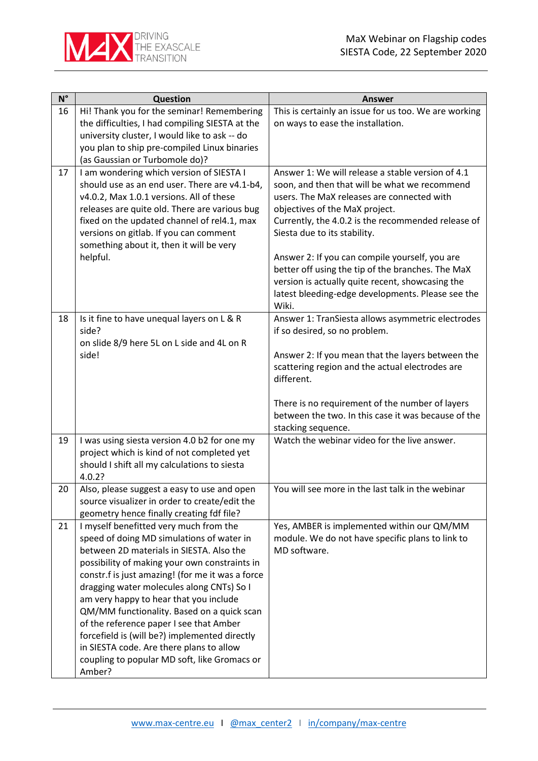| N° | Question | Answer |
|---|---|---|
| 16 | Hi! Thank you for the seminar! Remembering the difficulties, I had compiling SIESTA at the university cluster, I would like to ask -- do you plan to ship pre-compiled Linux binaries (as Gaussian or Turbomole do)? | This is certainly an issue for us too. We are working on ways to ease the installation. |
| 17 | I am wondering which version of SIESTA I should use as an end user. There are v4.1-b4, v4.0.2, Max 1.0.1 versions. All of these releases are quite old. There are various bug fixed on the updated channel of rel4.1, max versions on gitlab. If you can comment something about it, then it will be very helpful. | Answer 1: We will release a stable version of 4.1 soon, and then that will be what we recommend users. The MaX releases are connected with objectives of the MaX project.<br>Currently, the 4.0.2 is the recommended release of Siesta due to its stability.<br><br>Answer 2: If you can compile yourself, you are better off using the tip of the branches. The MaX version is actually quite recent, showcasing the latest bleeding-edge developments. Please see the Wiki. |
| 18 | Is it fine to have unequal layers on L & R side?<br>on slide 8/9 here 5L on L side and 4L on R side! | Answer 1: TranSiesta allows asymmetric electrodes if so desired, so no problem.<br><br>Answer 2: If you mean that the layers between the scattering region and the actual electrodes are different.<br><br>There is no requirement of the number of layers between the two. In this case it was because of the stacking sequence. |
| 19 | I was using siesta version 4.0 b2 for one my project which is kind of not completed yet should I shift all my calculations to siesta 4.0.2? | Watch the webinar video for the live answer. |
| 20 | Also, please suggest a easy to use and open source visualizer in order to create/edit the geometry hence finally creating fdf file? | You will see more in the last talk in the webinar |
| 21 | I myself benefitted very much from the speed of doing MD simulations of water in between 2D materials in SIESTA. Also the possibility of making your own constraints in constr.f is just amazing! (for me it was a force dragging water molecules along CNTs) So I am very happy to hear that you include QM/MM functionality. Based on a quick scan of the reference paper I see that Amber forcefield is (will be?) implemented directly in SIESTA code. Are there plans to allow coupling to popular MD soft, like Gromacs or Amber? | Yes, AMBER is implemented within our QM/MM module. We do not have specific plans to link to MD software. |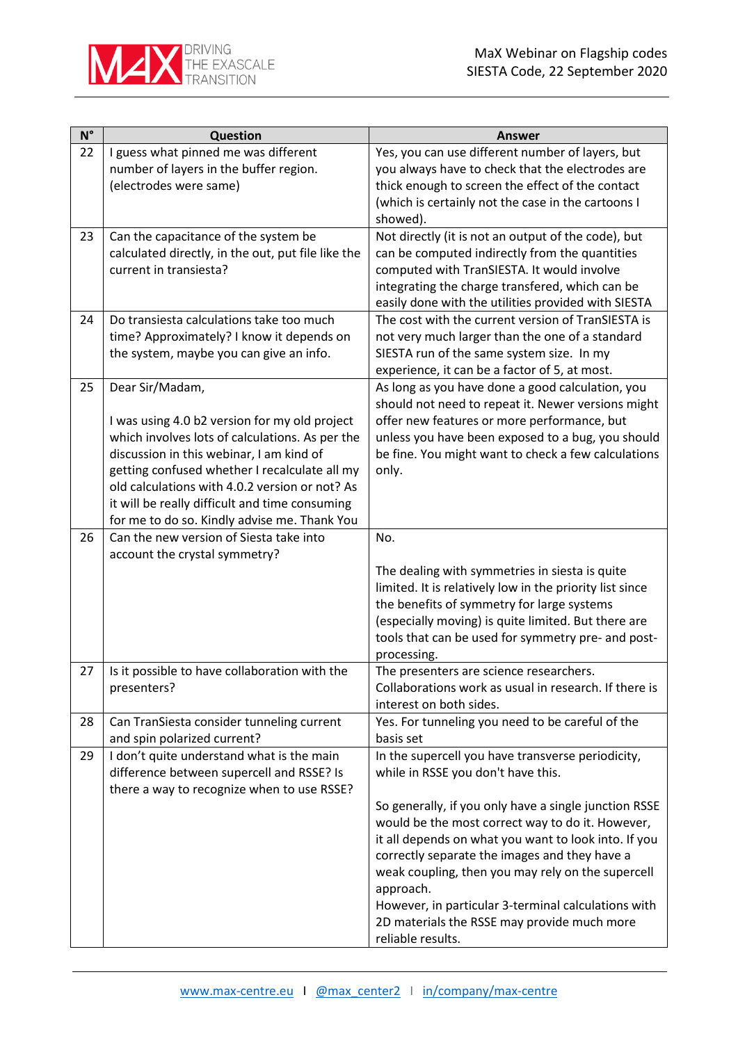| N° | Question | Answer |
| --- | --- | --- |
| 22 | I guess what pinned me was different number of layers in the buffer region. (electrodes were same) | Yes, you can use different number of layers, but you always have to check that the electrodes are thick enough to screen the effect of the contact (which is certainly not the case in the cartoons I showed). |
| 23 | Can the capacitance of the system be calculated directly, in the out, put file like the current in transiesta? | Not directly (it is not an output of the code), but can be computed indirectly from the quantities computed with TranSIESTA. It would involve integrating the charge transfered, which can be easily done with the utilities provided with SIESTA |
| 24 | Do transiesta calculations take too much time? Approximately? I know it depends on the system, maybe you can give an info. | The cost with the current version of TranSIESTA is not very much larger than the one of a standard SIESTA run of the same system size. In my experience, it can be a factor of 5, at most. |
| 25 | Dear Sir/Madam,<br><br>I was using 4.0 b2 version for my old project which involves lots of calculations. As per the discussion in this webinar, I am kind of getting confused whether I recalculate all my old calculations with 4.0.2 version or not? As it will be really difficult and time consuming for me to do so. Kindly advise me. Thank You | As long as you have done a good calculation, you should not need to repeat it. Newer versions might offer new features or more performance, but unless you have been exposed to a bug, you should be fine. You might want to check a few calculations only. |
| 26 | Can the new version of Siesta take into account the crystal symmetry? | No.<br><br>The dealing with symmetries in siesta is quite limited. It is relatively low in the priority list since the benefits of symmetry for large systems (especially moving) is quite limited. But there are tools that can be used for symmetry pre- and post-processing. |
| 27 | Is it possible to have collaboration with the presenters? | The presenters are science researchers. Collaborations work as usual in research. If there is interest on both sides. |
| 28 | Can TranSiesta consider tunneling current and spin polarized current? | Yes. For tunneling you need to be careful of the basis set |
| 29 | I don't quite understand what is the main difference between supercell and RSSE? Is there a way to recognize when to use RSSE? | In the supercell you have transverse periodicity, while in RSSE you don't have this.<br><br>So generally, if you only have a single junction RSSE would be the most correct way to do it. However, it all depends on what you want to look into. If you correctly separate the images and they have a weak coupling, then you may rely on the supercell approach.<br>However, in particular 3-terminal calculations with 2D materials the RSSE may provide much more reliable results. |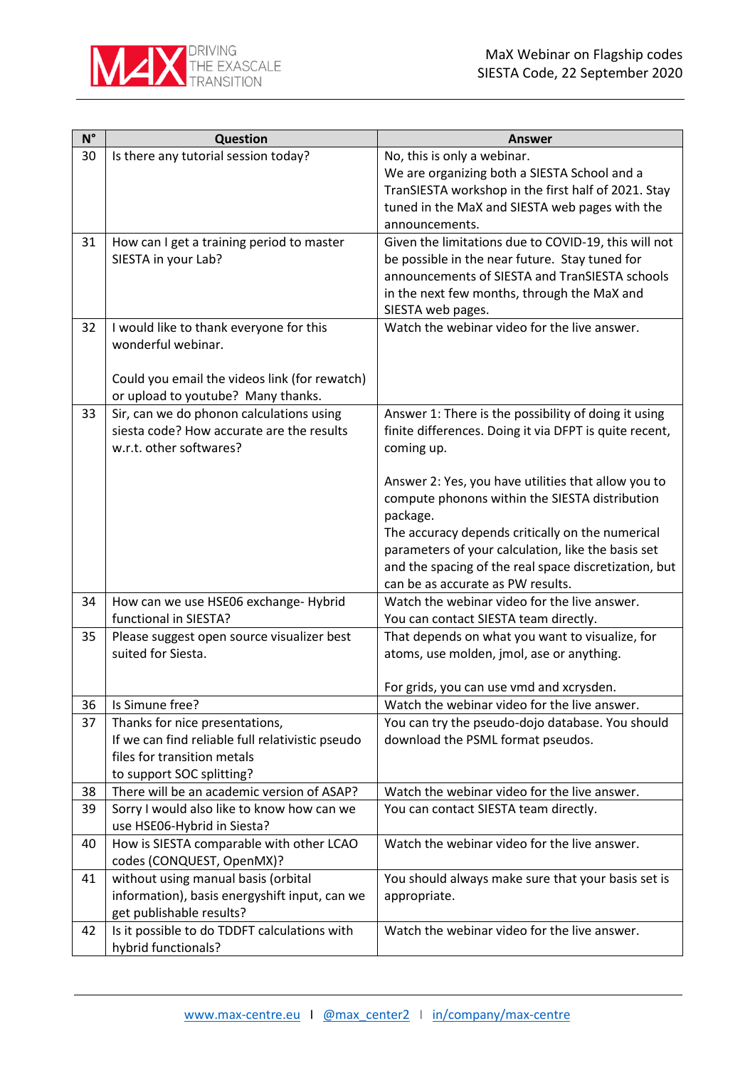| N° | Question | Answer |
|---|---|---|
| 30 | Is there any tutorial session today? | No, this is only a webinar.<br>We are organizing both a SIESTA School and a TranSIESTA workshop in the first half of 2021. Stay tuned in the MaX and SIESTA web pages with the announcements. |
| 31 | How can I get a training period to master SIESTA in your Lab? | Given the limitations due to COVID-19, this will not be possible in the near future. Stay tuned for announcements of SIESTA and TranSIESTA schools in the next few months, through the MaX and SIESTA web pages. |
| 32 | I would like to thank everyone for this wonderful webinar.<br><br>Could you email the videos link (for rewatch) or upload to youtube? Many thanks. | Watch the webinar video for the live answer. |
| 33 | Sir, can we do phonon calculations using siesta code? How accurate are the results w.r.t. other softwares? | Answer 1: There is the possibility of doing it using finite differences. Doing it via DFPT is quite recent, coming up.<br><br>Answer 2: Yes, you have utilities that allow you to compute phonons within the SIESTA distribution package.<br>The accuracy depends critically on the numerical parameters of your calculation, like the basis set and the spacing of the real space discretization, but can be as accurate as PW results. |
| 34 | How can we use HSE06 exchange- Hybrid functional in SIESTA? | Watch the webinar video for the live answer.<br>You can contact SIESTA team directly. |
| 35 | Please suggest open source visualizer best suited for Siesta. | That depends on what you want to visualize, for atoms, use molden, jmol, ase or anything.<br><br>For grids, you can use vmd and xcrysden. |
| 36 | Is Simune free? | Watch the webinar video for the live answer. |
| 37 | Thanks for nice presentations,<br>If we can find reliable full relativistic pseudo files for transition metals<br>to support SOC splitting? | You can try the pseudo-dojo database. You should download the PSML format pseudos. |
| 38 | There will be an academic version of ASAP? | Watch the webinar video for the live answer. |
| 39 | Sorry I would also like to know how can we use HSE06-Hybrid in Siesta? | You can contact SIESTA team directly. |
| 40 | How is SIESTA comparable with other LCAO codes (CONQUEST, OpenMX)? | Watch the webinar video for the live answer. |
| 41 | without using manual basis (orbital information), basis energyshift input, can we get publishable results? | You should always make sure that your basis set is appropriate. |
| 42 | Is it possible to do TDDFT calculations with hybrid functionals? | Watch the webinar video for the live answer. |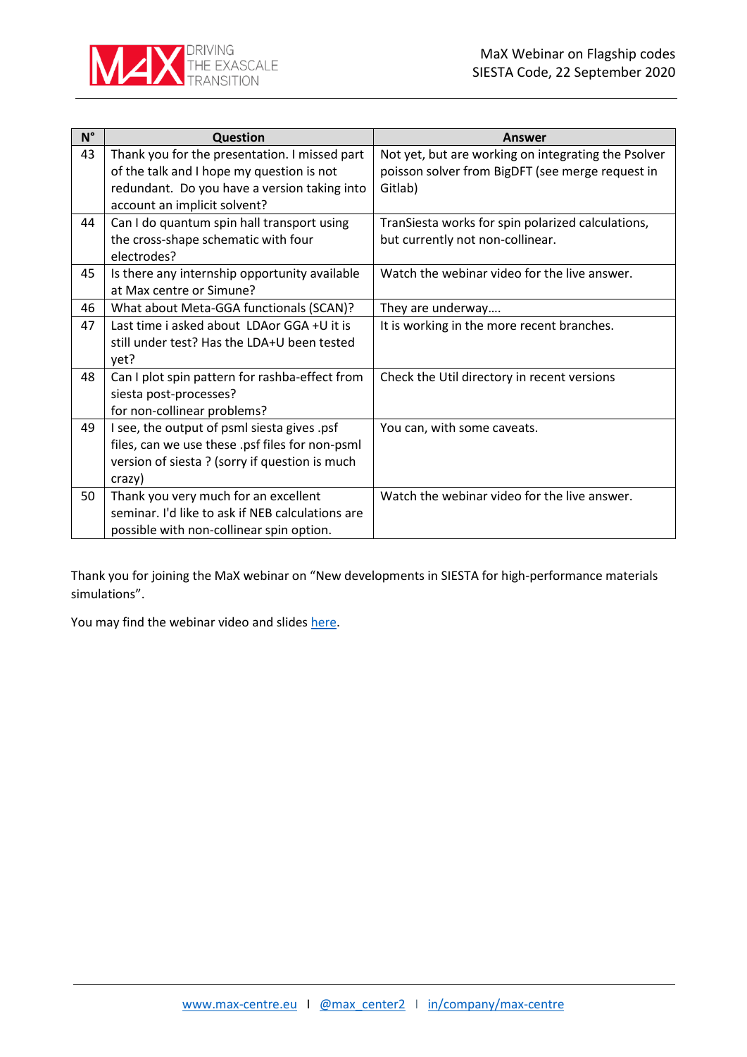| N° | Question | Answer |
|---|---|---|
| 43 | Thank you for the presentation. I missed part of the talk and I hope my question is not redundant. Do you have a version taking into account an implicit solvent? | Not yet, but are working on integrating the Psolver poisson solver from BigDFT (see merge request in Gitlab) |
| 44 | Can I do quantum spin hall transport using the cross-shape schematic with four electrodes? | TranSiesta works for spin polarized calculations, but currently not non-collinear. |
| 45 | Is there any internship opportunity available at Max centre or Simune? | Watch the webinar video for the live answer. |
| 46 | What about Meta-GGA functionals (SCAN)? | They are underway…. |
| 47 | Last time i asked about LDAor GGA +U it is still under test? Has the LDA+U been tested yet? | It is working in the more recent branches. |
| 48 | Can I plot spin pattern for rashba-effect from siesta post-processes? for non-collinear problems? | Check the Util directory in recent versions |
| 49 | I see, the output of psml siesta gives .psf files, can we use these .psf files for non-psml version of siesta ? (sorry if question is much crazy) | You can, with some caveats. |
| 50 | Thank you very much for an excellent seminar. I'd like to ask if NEB calculations are possible with non-collinear spin option. | Watch the webinar video for the live answer. |

Thank you for joining the MaX webinar on "New developments in SIESTA for high-performance materials simulations".

You may find the webinar video and slides here.